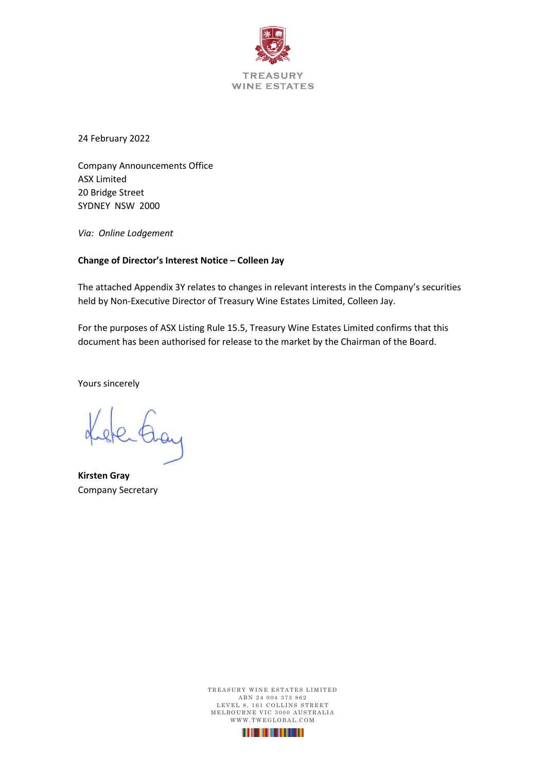TREASURY
WINE ESTATES

24 February 2022

Company Announcements Office
ASX Limited
20 Bridge Street
SYDNEY NSW 2000

*Via: Online Lodgement*

**Change of Director's Interest Notice – Colleen Jay**

The attached Appendix 3Y relates to changes in relevant interests in the Company's securities held by Non-Executive Director of Treasury Wine Estates Limited, Colleen Jay.

For the purposes of ASX Listing Rule 15.5, Treasury Wine Estates Limited confirms that this document has been authorised for release to the market by the Chairman of the Board.

Yours sincerely

**Kirsten Gray**
Company Secretary

TREASURY WINE ESTATES LIMITED
ABN 24 004 373 862
LEVEL 8, 161 COLLINS STREET
MELBOURNE VIC 3000 AUSTRALIA
WWW.TWEGLOBAL.COM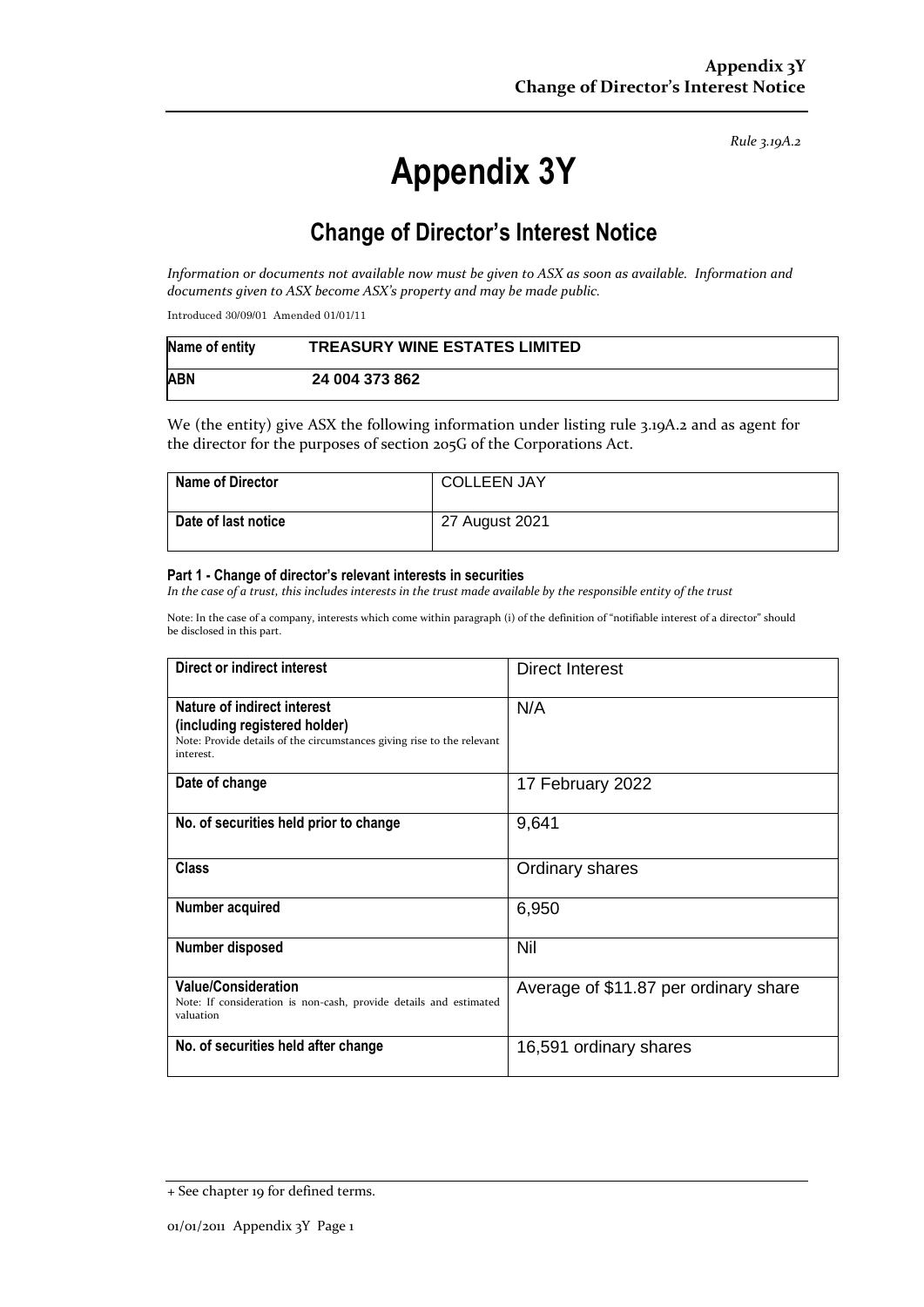*Rule 3.19A.2*

# Appendix 3Y

## Change of Director's Interest Notice

*Information or documents not available now must be given to ASX as soon as available. Information and documents given to ASX become ASX's property and may be made public.*

Introduced 30/09/01 Amended 01/01/11

| Name of entity | TREASURY WINE ESTATES LIMITED |
|---|---|
| ABN | 24 004 373 862 |

We (the entity) give ASX the following information under listing rule 3.19A.2 and as agent for the director for the purposes of section 205G of the Corporations Act.

| Name of Director | COLLEEN JAY |
|---|---|
| Date of last notice | 27 August 2021 |

**Part 1 - Change of director's relevant interests in securities**
*In the case of a trust, this includes interests in the trust made available by the responsible entity of the trust*

Note: In the case of a company, interests which come within paragraph (i) of the definition of "notifiable interest of a director" should be disclosed in this part.

| Direct or indirect interest | Direct Interest |
|---|---|
| **Nature of indirect interest (including registered holder)** Note: Provide details of the circumstances giving rise to the relevant interest. | N/A |
| **Date of change** | 17 February 2022 |
| **No. of securities held prior to change** | 9,641 |
| **Class** | Ordinary shares |
| **Number acquired** | 6,950 |
| **Number disposed** | Nil |
| **Value/Consideration** Note: If consideration is non-cash, provide details and estimated valuation | Average of $11.87 per ordinary share |
| **No. of securities held after change** | 16,591 ordinary shares |

+ See chapter 19 for defined terms.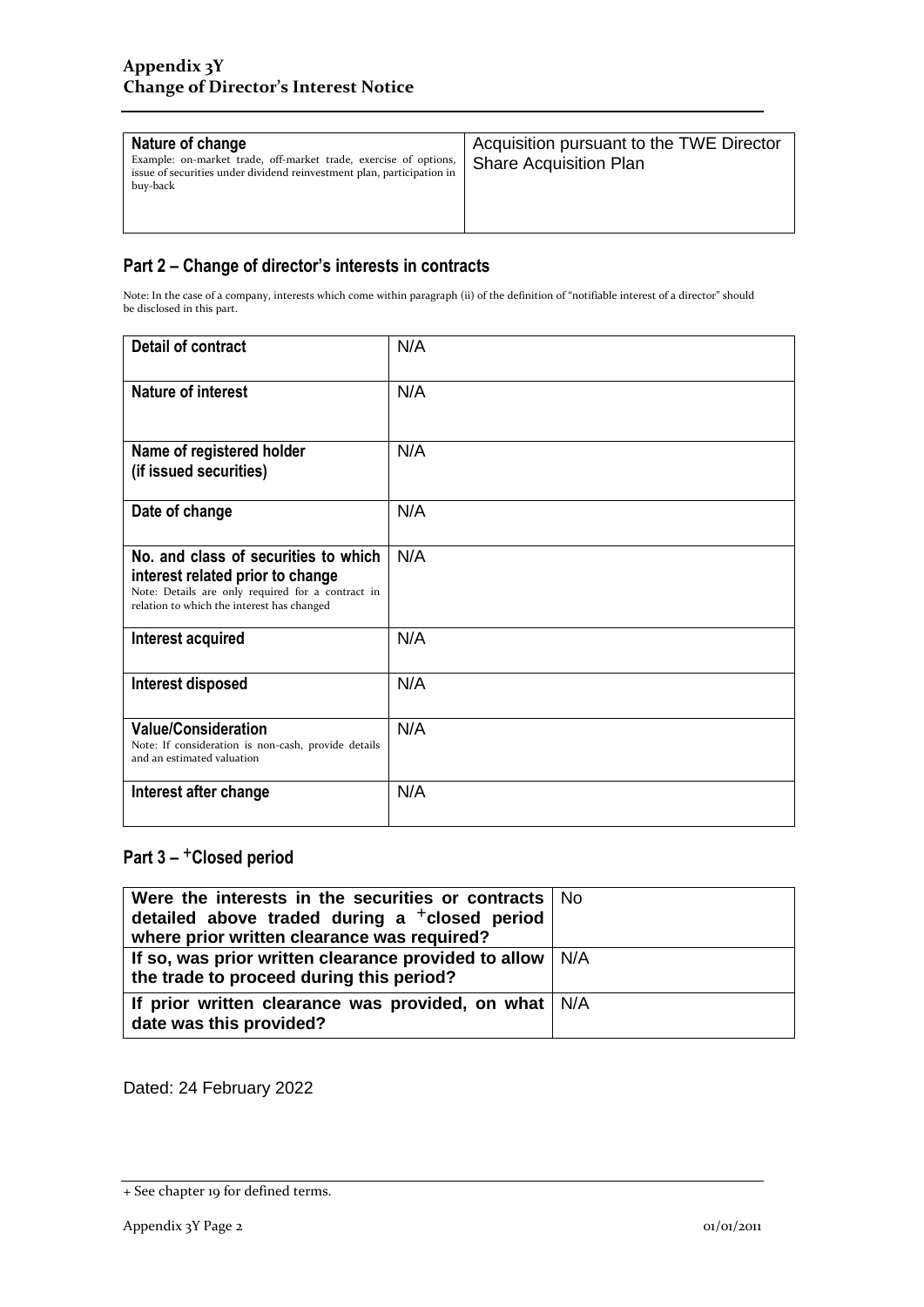# Appendix 3Y
## Change of Director's Interest Notice

| | |
|---|---|
| **Nature of change**<br>Example: on-market trade, off-market trade, exercise of options, issue of securities under dividend reinvestment plan, participation in buy-back | Acquisition pursuant to the TWE Director Share Acquisition Plan |

## Part 2 – Change of director's interests in contracts

Note: In the case of a company, interests which come within paragraph (ii) of the definition of "notifiable interest of a director" should be disclosed in this part.

| | |
|---|---|
| **Detail of contract** | N/A |
| **Nature of interest** | N/A |
| **Name of registered holder (if issued securities)** | N/A |
| **Date of change** | N/A |
| **No. and class of securities to which interest related prior to change**<br>Note: Details are only required for a contract in relation to which the interest has changed | N/A |
| **Interest acquired** | N/A |
| **Interest disposed** | N/A |
| **Value/Consideration**<br>Note: If consideration is non-cash, provide details and an estimated valuation | N/A |
| **Interest after change** | N/A |

## Part 3 – +Closed period

| | |
|---|---|
| **Were the interests in the securities or contracts detailed above traded during a +closed period where prior written clearance was required?** | No |
| **If so, was prior written clearance provided to allow the trade to proceed during this period?** | N/A |
| **If prior written clearance was provided, on what date was this provided?** | N/A |

Dated: 24 February 2022

+ See chapter 19 for defined terms.